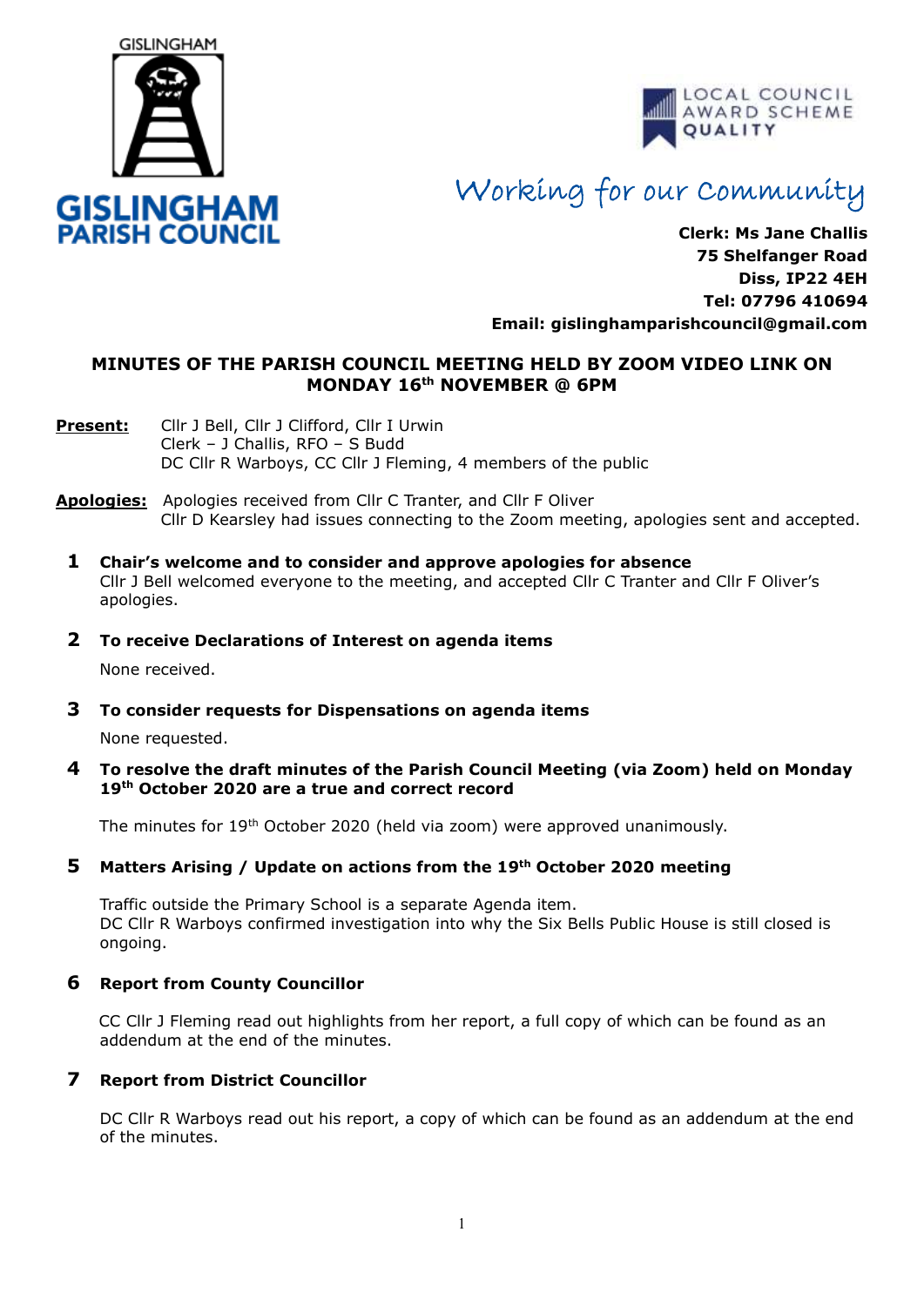GISLINGHAM

**GISLINGHAM PARISH COUNCIL**

LOCAL COUNCIL AWARD SCHEME QUALITY

*Working for our Community*

**Clerk: Ms Jane Challis**
**75 Shelfanger Road**
**Diss, IP22 4EH**
**Tel: 07796 410694**
**Email: gislinghamparishcouncil@gmail.com**

## MINUTES OF THE PARISH COUNCIL MEETING HELD BY ZOOM VIDEO LINK ON MONDAY 16th NOVEMBER @ 6PM

**Present:** Cllr J Bell, Cllr J Clifford, Cllr I Urwin
Clerk – J Challis, RFO – S Budd
DC Cllr R Warboys, CC Cllr J Fleming, 4 members of the public

**Apologies:** Apologies received from Cllr C Tranter, and Cllr F Oliver
Cllr D Kearsley had issues connecting to the Zoom meeting, apologies sent and accepted.

### 1 Chair's welcome and to consider and approve apologies for absence

Cllr J Bell welcomed everyone to the meeting, and accepted Cllr C Tranter and Cllr F Oliver's apologies.

### 2 To receive Declarations of Interest on agenda items

None received.

### 3 To consider requests for Dispensations on agenda items

None requested.

### 4 To resolve the draft minutes of the Parish Council Meeting (via Zoom) held on Monday 19th October 2020 are a true and correct record

The minutes for 19th October 2020 (held via zoom) were approved unanimously.

### 5 Matters Arising / Update on actions from the 19th October 2020 meeting

Traffic outside the Primary School is a separate Agenda item.
DC Cllr R Warboys confirmed investigation into why the Six Bells Public House is still closed is ongoing.

### 6 Report from County Councillor

CC Cllr J Fleming read out highlights from her report, a full copy of which can be found as an addendum at the end of the minutes.

### 7 Report from District Councillor

DC Cllr R Warboys read out his report, a copy of which can be found as an addendum at the end of the minutes.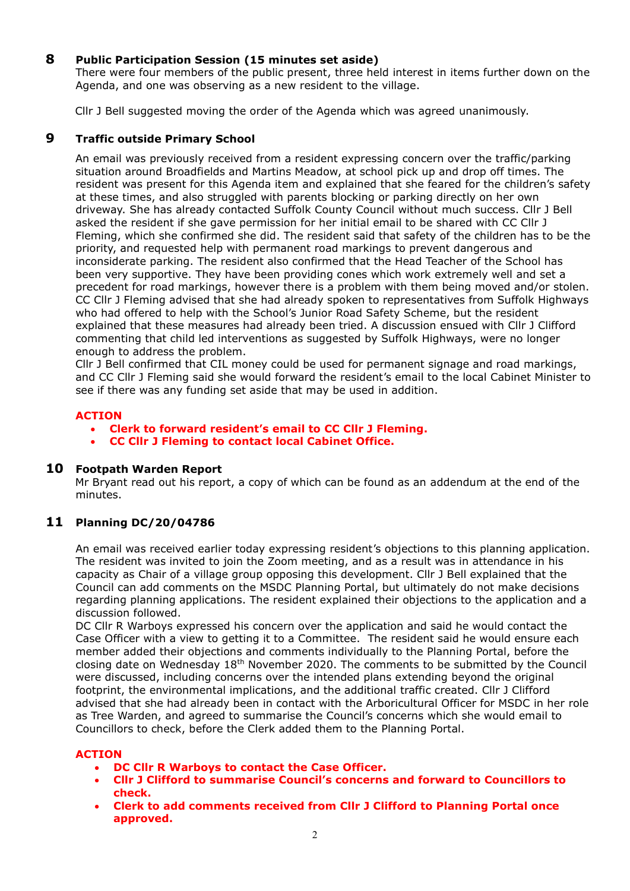## 8 Public Participation Session (15 minutes set aside)

There were four members of the public present, three held interest in items further down on the Agenda, and one was observing as a new resident to the village.

Cllr J Bell suggested moving the order of the Agenda which was agreed unanimously.

## 9 Traffic outside Primary School

An email was previously received from a resident expressing concern over the traffic/parking situation around Broadfields and Martins Meadow, at school pick up and drop off times. The resident was present for this Agenda item and explained that she feared for the children's safety at these times, and also struggled with parents blocking or parking directly on her own driveway. She has already contacted Suffolk County Council without much success. Cllr J Bell asked the resident if she gave permission for her initial email to be shared with CC Cllr J Fleming, which she confirmed she did. The resident said that safety of the children has to be the priority, and requested help with permanent road markings to prevent dangerous and inconsiderate parking. The resident also confirmed that the Head Teacher of the School has been very supportive. They have been providing cones which work extremely well and set a precedent for road markings, however there is a problem with them being moved and/or stolen. CC Cllr J Fleming advised that she had already spoken to representatives from Suffolk Highways who had offered to help with the School's Junior Road Safety Scheme, but the resident explained that these measures had already been tried. A discussion ensued with Cllr J Clifford commenting that child led interventions as suggested by Suffolk Highways, were no longer enough to address the problem.

Cllr J Bell confirmed that CIL money could be used for permanent signage and road markings, and CC Cllr J Fleming said she would forward the resident's email to the local Cabinet Minister to see if there was any funding set aside that may be used in addition.

**ACTION**

- **Clerk to forward resident's email to CC Cllr J Fleming.**
- **CC Cllr J Fleming to contact local Cabinet Office.**

## 10 Footpath Warden Report

Mr Bryant read out his report, a copy of which can be found as an addendum at the end of the minutes.

## 11 Planning DC/20/04786

An email was received earlier today expressing resident's objections to this planning application. The resident was invited to join the Zoom meeting, and as a result was in attendance in his capacity as Chair of a village group opposing this development. Cllr J Bell explained that the Council can add comments on the MSDC Planning Portal, but ultimately do not make decisions regarding planning applications. The resident explained their objections to the application and a discussion followed.

DC Cllr R Warboys expressed his concern over the application and said he would contact the Case Officer with a view to getting it to a Committee. The resident said he would ensure each member added their objections and comments individually to the Planning Portal, before the closing date on Wednesday 18th November 2020. The comments to be submitted by the Council were discussed, including concerns over the intended plans extending beyond the original footprint, the environmental implications, and the additional traffic created. Cllr J Clifford advised that she had already been in contact with the Arboricultural Officer for MSDC in her role as Tree Warden, and agreed to summarise the Council's concerns which she would email to Councillors to check, before the Clerk added them to the Planning Portal.

**ACTION**

- **DC Cllr R Warboys to contact the Case Officer.**
- **Cllr J Clifford to summarise Council's concerns and forward to Councillors to check.**
- **Clerk to add comments received from Cllr J Clifford to Planning Portal once approved.**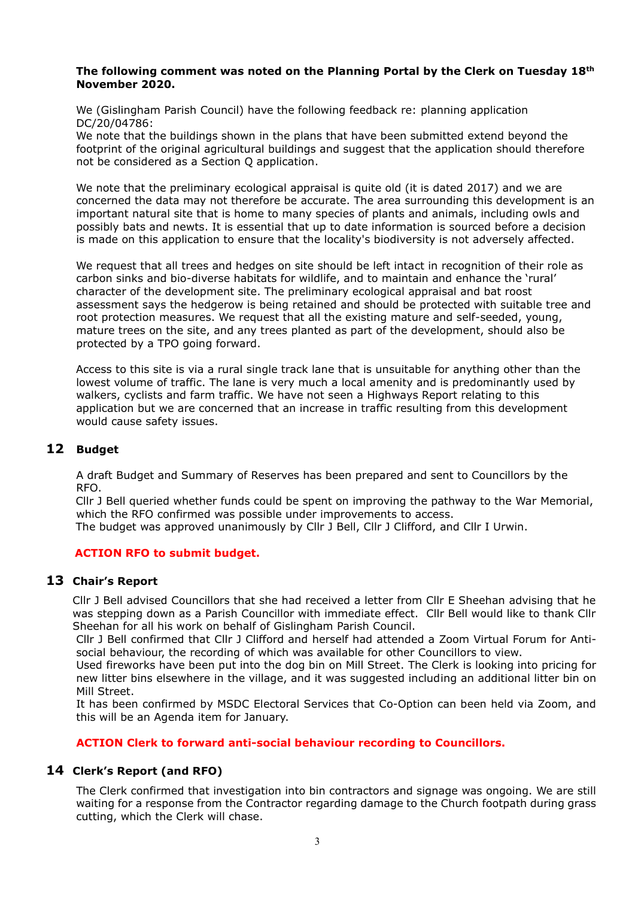**The following comment was noted on the Planning Portal by the Clerk on Tuesday 18th November 2020.**

We (Gislingham Parish Council) have the following feedback re: planning application DC/20/04786:
We note that the buildings shown in the plans that have been submitted extend beyond the footprint of the original agricultural buildings and suggest that the application should therefore not be considered as a Section Q application.

We note that the preliminary ecological appraisal is quite old (it is dated 2017) and we are concerned the data may not therefore be accurate. The area surrounding this development is an important natural site that is home to many species of plants and animals, including owls and possibly bats and newts. It is essential that up to date information is sourced before a decision is made on this application to ensure that the locality's biodiversity is not adversely affected.

We request that all trees and hedges on site should be left intact in recognition of their role as carbon sinks and bio-diverse habitats for wildlife, and to maintain and enhance the 'rural' character of the development site. The preliminary ecological appraisal and bat roost assessment says the hedgerow is being retained and should be protected with suitable tree and root protection measures. We request that all the existing mature and self-seeded, young, mature trees on the site, and any trees planted as part of the development, should also be protected by a TPO going forward.

Access to this site is via a rural single track lane that is unsuitable for anything other than the lowest volume of traffic. The lane is very much a local amenity and is predominantly used by walkers, cyclists and farm traffic. We have not seen a Highways Report relating to this application but we are concerned that an increase in traffic resulting from this development would cause safety issues.

## 12 Budget

A draft Budget and Summary of Reserves has been prepared and sent to Councillors by the RFO.
Cllr J Bell queried whether funds could be spent on improving the pathway to the War Memorial, which the RFO confirmed was possible under improvements to access.
The budget was approved unanimously by Cllr J Bell, Cllr J Clifford, and Cllr I Urwin.

**ACTION RFO to submit budget.**

## 13 Chair's Report

Cllr J Bell advised Councillors that she had received a letter from Cllr E Sheehan advising that he was stepping down as a Parish Councillor with immediate effect. Cllr Bell would like to thank Cllr Sheehan for all his work on behalf of Gislingham Parish Council.
Cllr J Bell confirmed that Cllr J Clifford and herself had attended a Zoom Virtual Forum for Anti-social behaviour, the recording of which was available for other Councillors to view.
Used fireworks have been put into the dog bin on Mill Street. The Clerk is looking into pricing for new litter bins elsewhere in the village, and it was suggested including an additional litter bin on Mill Street.
It has been confirmed by MSDC Electoral Services that Co-Option can been held via Zoom, and this will be an Agenda item for January.

**ACTION Clerk to forward anti-social behaviour recording to Councillors.**

## 14 Clerk's Report (and RFO)

The Clerk confirmed that investigation into bin contractors and signage was ongoing. We are still waiting for a response from the Contractor regarding damage to the Church footpath during grass cutting, which the Clerk will chase.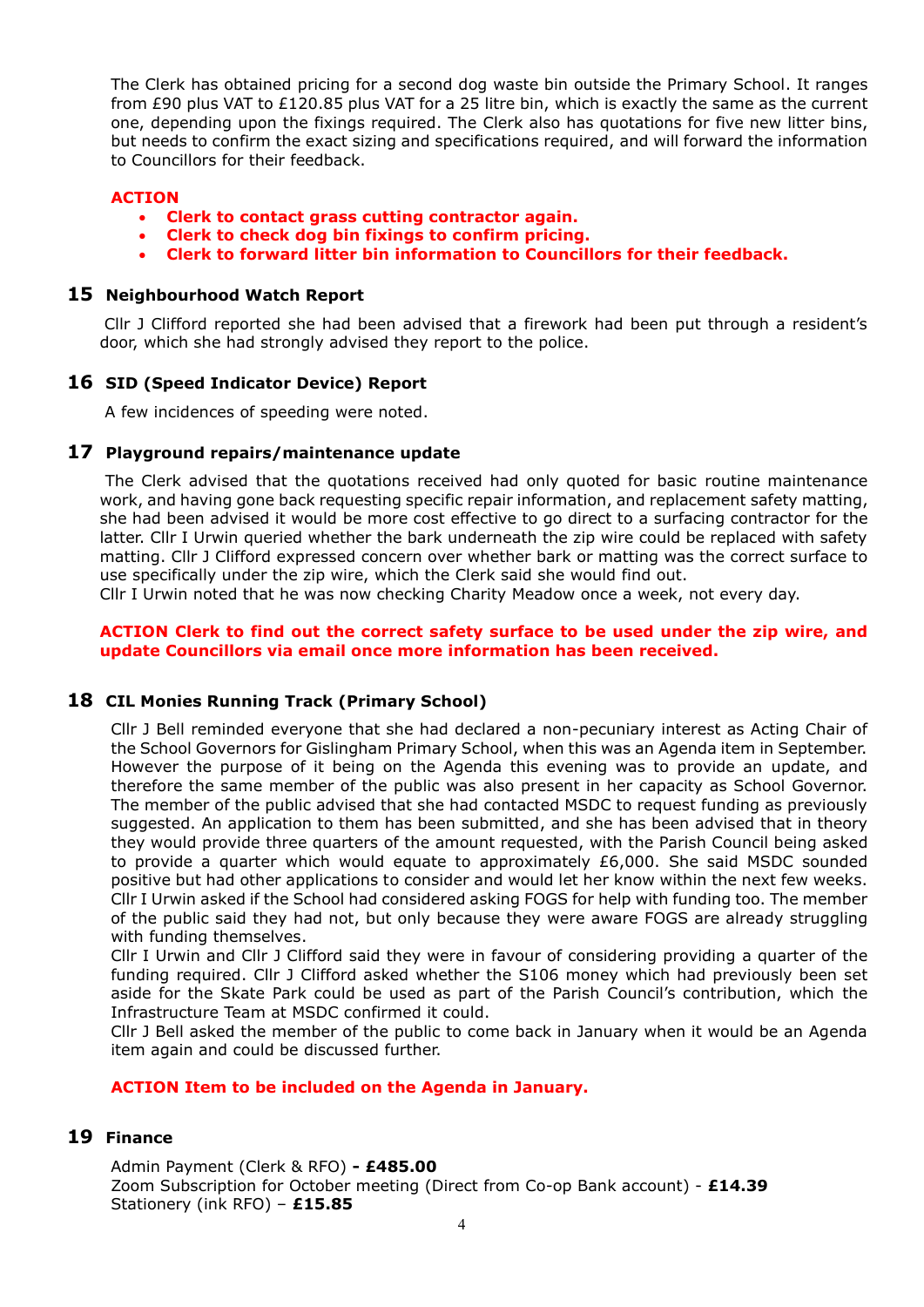The Clerk has obtained pricing for a second dog waste bin outside the Primary School. It ranges from £90 plus VAT to £120.85 plus VAT for a 25 litre bin, which is exactly the same as the current one, depending upon the fixings required. The Clerk also has quotations for five new litter bins, but needs to confirm the exact sizing and specifications required, and will forward the information to Councillors for their feedback.

**ACTION**

- **Clerk to contact grass cutting contractor again.**
- **Clerk to check dog bin fixings to confirm pricing.**
- **Clerk to forward litter bin information to Councillors for their feedback.**

## 15 Neighbourhood Watch Report

Cllr J Clifford reported she had been advised that a firework had been put through a resident's door, which she had strongly advised they report to the police.

## 16 SID (Speed Indicator Device) Report

A few incidences of speeding were noted.

## 17 Playground repairs/maintenance update

The Clerk advised that the quotations received had only quoted for basic routine maintenance work, and having gone back requesting specific repair information, and replacement safety matting, she had been advised it would be more cost effective to go direct to a surfacing contractor for the latter. Cllr I Urwin queried whether the bark underneath the zip wire could be replaced with safety matting. Cllr J Clifford expressed concern over whether bark or matting was the correct surface to use specifically under the zip wire, which the Clerk said she would find out.
Cllr I Urwin noted that he was now checking Charity Meadow once a week, not every day.

**ACTION Clerk to find out the correct safety surface to be used under the zip wire, and update Councillors via email once more information has been received.**

## 18 CIL Monies Running Track (Primary School)

Cllr J Bell reminded everyone that she had declared a non-pecuniary interest as Acting Chair of the School Governors for Gislingham Primary School, when this was an Agenda item in September. However the purpose of it being on the Agenda this evening was to provide an update, and therefore the same member of the public was also present in her capacity as School Governor. The member of the public advised that she had contacted MSDC to request funding as previously suggested. An application to them has been submitted, and she has been advised that in theory they would provide three quarters of the amount requested, with the Parish Council being asked to provide a quarter which would equate to approximately £6,000. She said MSDC sounded positive but had other applications to consider and would let her know within the next few weeks.
Cllr I Urwin asked if the School had considered asking FOGS for help with funding too. The member of the public said they had not, but only because they were aware FOGS are already struggling with funding themselves.
Cllr I Urwin and Cllr J Clifford said they were in favour of considering providing a quarter of the funding required. Cllr J Clifford asked whether the S106 money which had previously been set aside for the Skate Park could be used as part of the Parish Council's contribution, which the Infrastructure Team at MSDC confirmed it could.
Cllr J Bell asked the member of the public to come back in January when it would be an Agenda item again and could be discussed further.

**ACTION Item to be included on the Agenda in January.**

## 19 Finance

Admin Payment (Clerk & RFO) **- £485.00**
Zoom Subscription for October meeting (Direct from Co-op Bank account) - **£14.39**
Stationery (ink RFO) – **£15.85**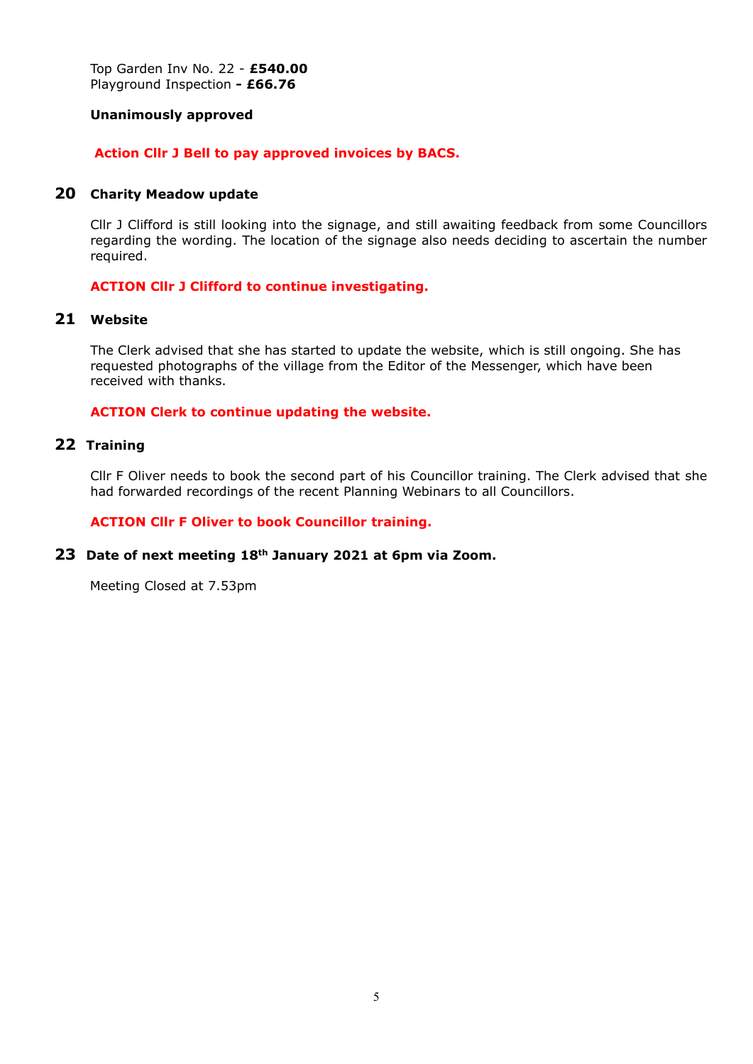Top Garden Inv No. 22 - **£540.00**
Playground Inspection **- £66.76**

**Unanimously approved**

**Action Cllr J Bell to pay approved invoices by BACS.**

## 20 Charity Meadow update

Cllr J Clifford is still looking into the signage, and still awaiting feedback from some Councillors regarding the wording. The location of the signage also needs deciding to ascertain the number required.

**ACTION Cllr J Clifford to continue investigating.**

## 21 Website

The Clerk advised that she has started to update the website, which is still ongoing. She has requested photographs of the village from the Editor of the Messenger, which have been received with thanks.

**ACTION Clerk to continue updating the website.**

## 22 Training

Cllr F Oliver needs to book the second part of his Councillor training. The Clerk advised that she had forwarded recordings of the recent Planning Webinars to all Councillors.

**ACTION Cllr F Oliver to book Councillor training.**

## 23 Date of next meeting 18th January 2021 at 6pm via Zoom.

Meeting Closed at 7.53pm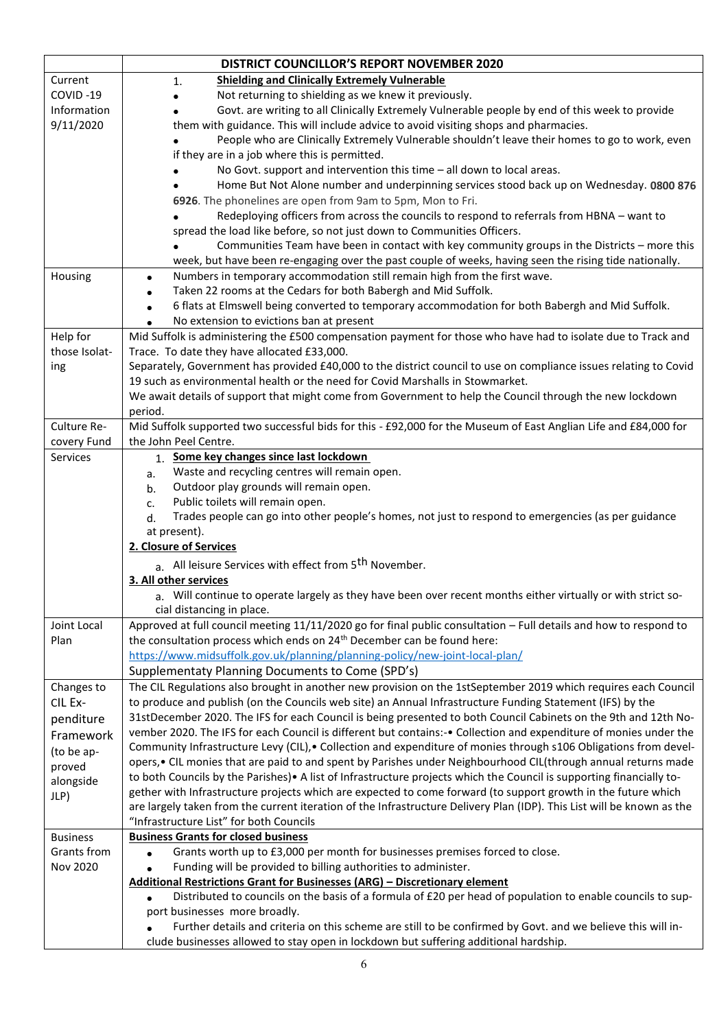| | DISTRICT COUNCILLOR'S REPORT NOVEMBER 2020 |
|---|---|
| Current COVID -19 Information 9/11/2020 | 1. **Shielding and Clinically Extremely Vulnerable**<br>• Not returning to shielding as we knew it previously.<br>• Govt. are writing to all Clinically Extremely Vulnerable people by end of this week to provide them with guidance. This will include advice to avoid visiting shops and pharmacies.<br>• People who are Clinically Extremely Vulnerable shouldn't leave their homes to go to work, even if they are in a job where this is permitted.<br>• No Govt. support and intervention this time – all down to local areas.<br>• Home But Not Alone number and underpinning services stood back up on Wednesday. **0800 876 6926**. The phonelines are open from 9am to 5pm, Mon to Fri.<br>• Redeploying officers from across the councils to respond to referrals from HBNA – want to spread the load like before, so not just down to Communities Officers.<br>• Communities Team have been in contact with key community groups in the Districts – more this week, but have been re-engaging over the past couple of weeks, having seen the rising tide nationally. |
| Housing | • Numbers in temporary accommodation still remain high from the first wave.<br>• Taken 22 rooms at the Cedars for both Babergh and Mid Suffolk.<br>• 6 flats at Elmswell being converted to temporary accommodation for both Babergh and Mid Suffolk.<br>• No extension to evictions ban at present |
| Help for those Isolating | Mid Suffolk is administering the £500 compensation payment for those who have had to isolate due to Track and Trace. To date they have allocated £33,000.<br>Separately, Government has provided £40,000 to the district council to use on compliance issues relating to Covid 19 such as environmental health or the need for Covid Marshalls in Stowmarket.<br>We await details of support that might come from Government to help the Council through the new lockdown period. |
| Culture Recovery Fund | Mid Suffolk supported two successful bids for this - £92,000 for the Museum of East Anglian Life and £84,000 for the John Peel Centre. |
| Services | 1. **Some key changes since last lockdown**<br>a. Waste and recycling centres will remain open.<br>b. Outdoor play grounds will remain open.<br>c. Public toilets will remain open.<br>d. Trades people can go into other people's homes, not just to respond to emergencies (as per guidance at present).<br>**2. Closure of Services**<br>a. All leisure Services with effect from 5th November.<br>**3. All other services**<br>a. Will continue to operate largely as they have been over recent months either virtually or with strict social distancing in place. |
| Joint Local Plan | Approved at full council meeting 11/11/2020 go for final public consultation – Full details and how to respond to the consultation process which ends on 24th December can be found here:<br>https://www.midsuffolk.gov.uk/planning/planning-policy/new-joint-local-plan/<br>Supplementaty Planning Documents to Come (SPD's) |
| Changes to CIL Expenditure Framework (to be approved alongside JLP) | The CIL Regulations also brought in another new provision on the 1stSeptember 2019 which requires each Council to produce and publish (on the Councils web site) an Annual Infrastructure Funding Statement (IFS) by the 31stDecember 2020. The IFS for each Council is being presented to both Council Cabinets on the 9th and 12th November 2020. The IFS for each Council is different but contains:-• Collection and expenditure of monies under the Community Infrastructure Levy (CIL),• Collection and expenditure of monies through s106 Obligations from developers,• CIL monies that are paid to and spent by Parishes under Neighbourhood CIL(through annual returns made to both Councils by the Parishes)• A list of Infrastructure projects which the Council is supporting financially together with Infrastructure projects which are expected to come forward (to support growth in the future which are largely taken from the current iteration of the Infrastructure Delivery Plan (IDP). This List will be known as the "Infrastructure List" for both Councils |
| Business Grants from Nov 2020 | **Business Grants for closed business**<br>• Grants worth up to £3,000 per month for businesses premises forced to close.<br>• Funding will be provided to billing authorities to administer.<br>**Additional Restrictions Grant for Businesses (ARG) – Discretionary element**<br>• Distributed to councils on the basis of a formula of £20 per head of population to enable councils to support businesses more broadly.<br>• Further details and criteria on this scheme are still to be confirmed by Govt. and we believe this will include businesses allowed to stay open in lockdown but suffering additional hardship. |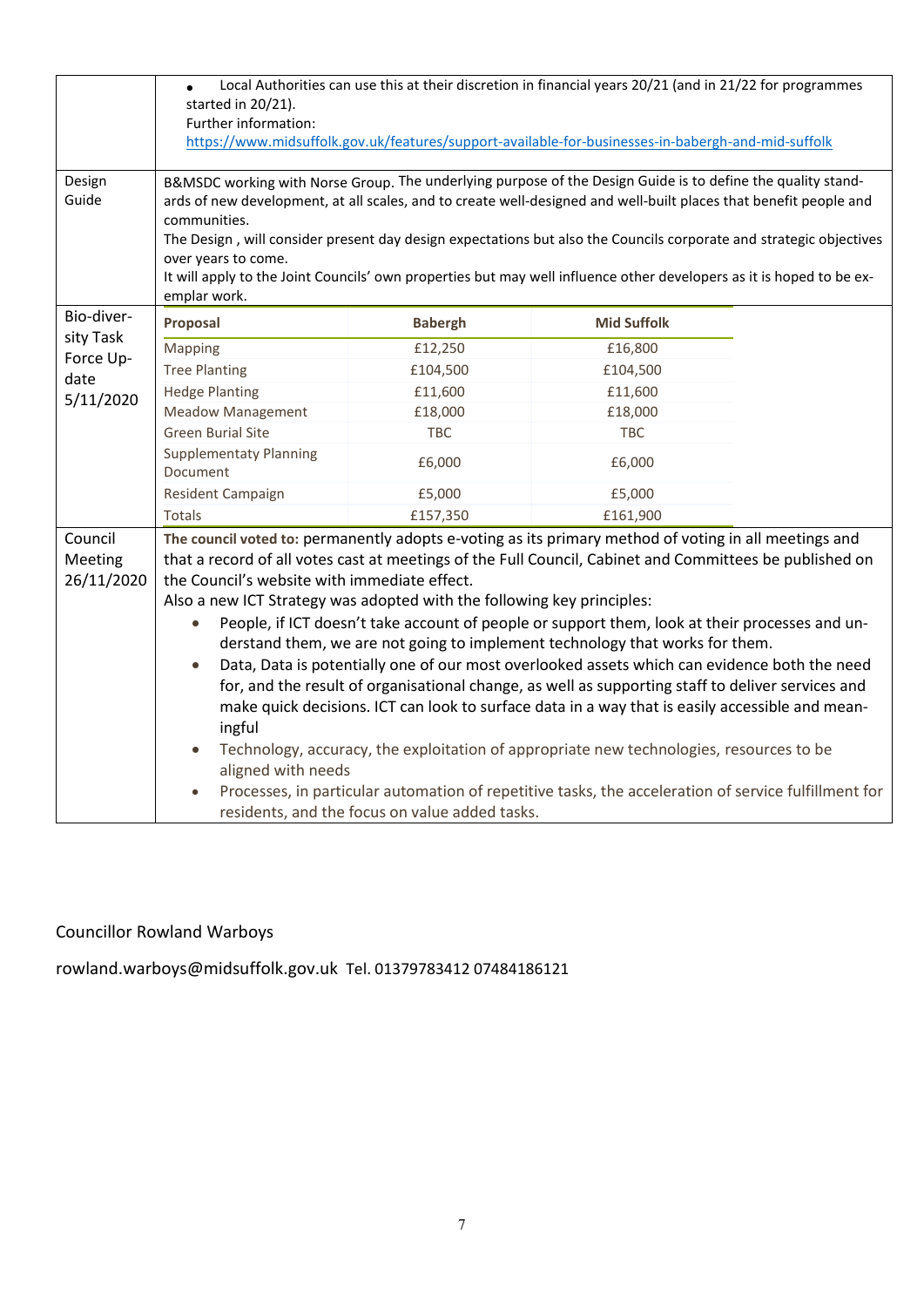| | |
|---|---|
| | • Local Authorities can use this at their discretion in financial years 20/21 (and in 21/22 for programmes started in 20/21).<br>Further information:<br>https://www.midsuffolk.gov.uk/features/support-available-for-businesses-in-babergh-and-mid-suffolk |
| Design Guide | B&MSDC working with Norse Group. The underlying purpose of the Design Guide is to define the quality standards of new development, at all scales, and to create well-designed and well-built places that benefit people and communities.<br>The Design , will consider present day design expectations but also the Councils corporate and strategic objectives over years to come.<br>It will apply to the Joint Councils' own properties but may well influence other developers as it is hoped to be exemplar work. |
| Bio-diversity Task Force Update 5/11/2020 | (see table below) |
| Council Meeting 26/11/2020 | **The council voted to:** permanently adopts e-voting as its primary method of voting in all meetings and that a record of all votes cast at meetings of the Full Council, Cabinet and Committees be published on the Council's website with immediate effect.<br>Also a new ICT Strategy was adopted with the following key principles:<br>• People, if ICT doesn't take account of people or support them, look at their processes and understand them, we are not going to implement technology that works for them.<br>• Data, Data is potentially one of our most overlooked assets which can evidence both the need for, and the result of organisational change, as well as supporting staff to deliver services and make quick decisions. ICT can look to surface data in a way that is easily accessible and meaningful<br>• Technology, accuracy, the exploitation of appropriate new technologies, resources to be aligned with needs<br>• Processes, in particular automation of repetitive tasks, the acceleration of service fulfillment for residents, and the focus on value added tasks. |

Bio-diversity Task Force Update 5/11/2020:

| Proposal | Babergh | Mid Suffolk |
|---|---|---|
| Mapping | £12,250 | £16,800 |
| Tree Planting | £104,500 | £104,500 |
| Hedge Planting | £11,600 | £11,600 |
| Meadow Management | £18,000 | £18,000 |
| Green Burial Site | TBC | TBC |
| Supplementaty Planning Document | £6,000 | £6,000 |
| Resident Campaign | £5,000 | £5,000 |
| Totals | £157,350 | £161,900 |

Councillor Rowland Warboys

rowland.warboys@midsuffolk.gov.uk Tel. 01379783412 07484186121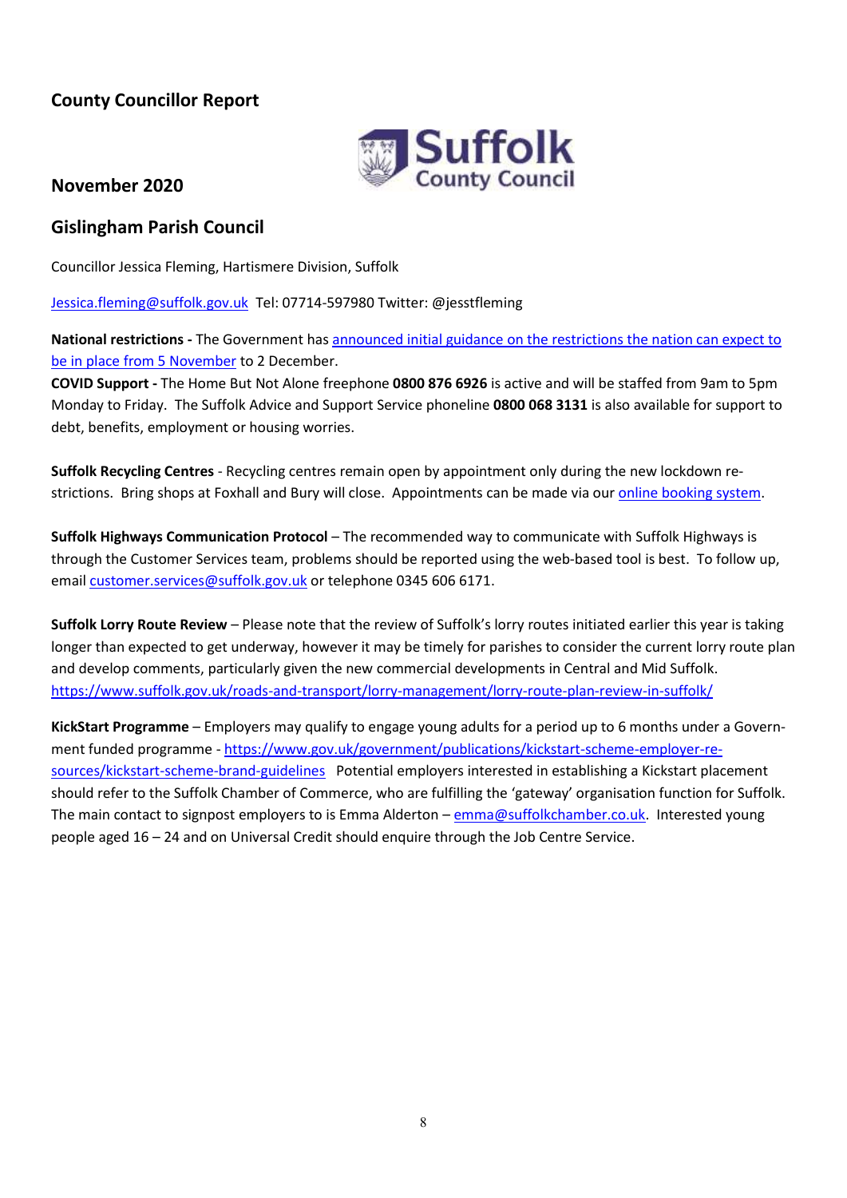## County Councillor Report

## November 2020

## Gislingham Parish Council

Councillor Jessica Fleming, Hartismere Division, Suffolk

Jessica.fleming@suffolk.gov.uk Tel: 07714-597980 Twitter: @jesstfleming

**National restrictions -** The Government has announced initial guidance on the restrictions the nation can expect to be in place from 5 November to 2 December.

**COVID Support -** The Home But Not Alone freephone **0800 876 6926** is active and will be staffed from 9am to 5pm Monday to Friday. The Suffolk Advice and Support Service phoneline **0800 068 3131** is also available for support to debt, benefits, employment or housing worries.

**Suffolk Recycling Centres** - Recycling centres remain open by appointment only during the new lockdown restrictions. Bring shops at Foxhall and Bury will close. Appointments can be made via our online booking system.

**Suffolk Highways Communication Protocol** – The recommended way to communicate with Suffolk Highways is through the Customer Services team, problems should be reported using the web-based tool is best. To follow up, email customer.services@suffolk.gov.uk or telephone 0345 606 6171.

**Suffolk Lorry Route Review** – Please note that the review of Suffolk's lorry routes initiated earlier this year is taking longer than expected to get underway, however it may be timely for parishes to consider the current lorry route plan and develop comments, particularly given the new commercial developments in Central and Mid Suffolk. https://www.suffolk.gov.uk/roads-and-transport/lorry-management/lorry-route-plan-review-in-suffolk/

**KickStart Programme** – Employers may qualify to engage young adults for a period up to 6 months under a Government funded programme - https://www.gov.uk/government/publications/kickstart-scheme-employer-resources/kickstart-scheme-brand-guidelines Potential employers interested in establishing a Kickstart placement should refer to the Suffolk Chamber of Commerce, who are fulfilling the 'gateway' organisation function for Suffolk. The main contact to signpost employers to is Emma Alderton – emma@suffolkchamber.co.uk. Interested young people aged 16 – 24 and on Universal Credit should enquire through the Job Centre Service.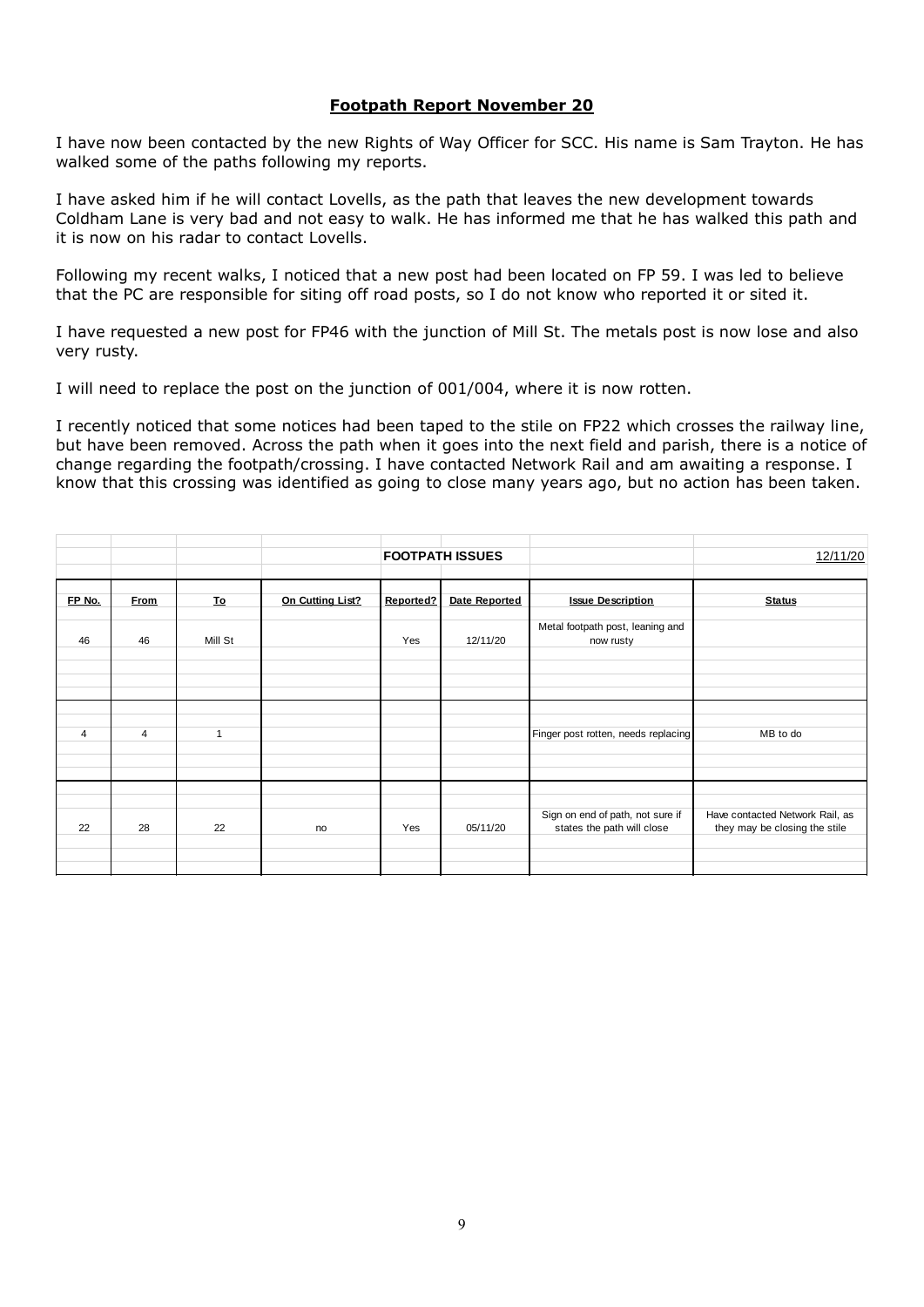**Footpath Report November 20**

I have now been contacted by the new Rights of Way Officer for SCC. His name is Sam Trayton. He has walked some of the paths following my reports.

I have asked him if he will contact Lovells, as the path that leaves the new development towards Coldham Lane is very bad and not easy to walk. He has informed me that he has walked this path and it is now on his radar to contact Lovells.

Following my recent walks, I noticed that a new post had been located on FP 59. I was led to believe that the PC are responsible for siting off road posts, so I do not know who reported it or sited it.

I have requested a new post for FP46 with the junction of Mill St. The metals post is now lose and also very rusty.

I will need to replace the post on the junction of 001/004, where it is now rotten.

I recently noticed that some notices had been taped to the stile on FP22 which crosses the railway line, but have been removed. Across the path when it goes into the next field and parish, there is a notice of change regarding the footpath/crossing. I have contacted Network Rail and am awaiting a response. I know that this crossing was identified as going to close many years ago, but no action has been taken.

| | | | | FOOTPATH ISSUES | | | 12/11/20 |
|---|---|---|---|---|---|---|---|
| **FP No.** | **From** | **To** | **On Cutting List?** | **Reported?** | **Date Reported** | **Issue Description** | **Status** |
| 46 | 46 | Mill St | | Yes | 12/11/20 | Metal footpath post, leaning and now rusty | |
| 4 | 4 | 1 | | | | Finger post rotten, needs replacing | MB to do |
| 22 | 28 | 22 | no | Yes | 05/11/20 | Sign on end of path, not sure if states the path will close | Have contacted Network Rail, as they may be closing the stile |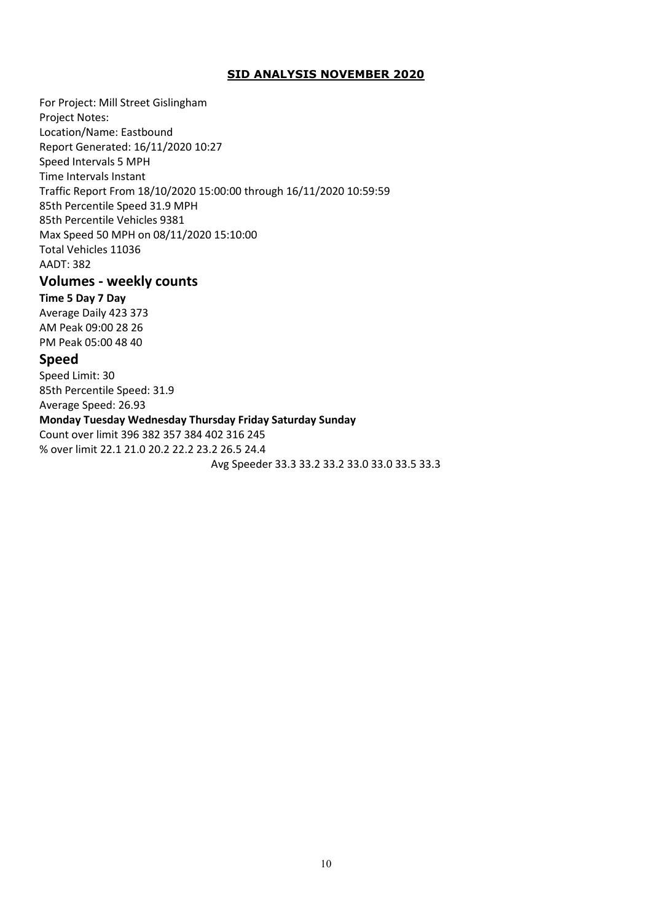**SID ANALYSIS NOVEMBER 2020**

For Project: Mill Street Gislingham
Project Notes:
Location/Name: Eastbound
Report Generated: 16/11/2020 10:27
Speed Intervals 5 MPH
Time Intervals Instant
Traffic Report From 18/10/2020 15:00:00 through 16/11/2020 10:59:59
85th Percentile Speed 31.9 MPH
85th Percentile Vehicles 9381
Max Speed 50 MPH on 08/11/2020 15:10:00
Total Vehicles 11036
AADT: 382

## Volumes - weekly counts

**Time 5 Day 7 Day**
Average Daily 423 373
AM Peak 09:00 28 26
PM Peak 05:00 48 40

## Speed

Speed Limit: 30
85th Percentile Speed: 31.9
Average Speed: 26.93

**Monday Tuesday Wednesday Thursday Friday Saturday Sunday**
Count over limit 396 382 357 384 402 316 245
% over limit 22.1 21.0 20.2 22.2 23.2 26.5 24.4
Avg Speeder 33.3 33.2 33.2 33.0 33.0 33.5 33.3